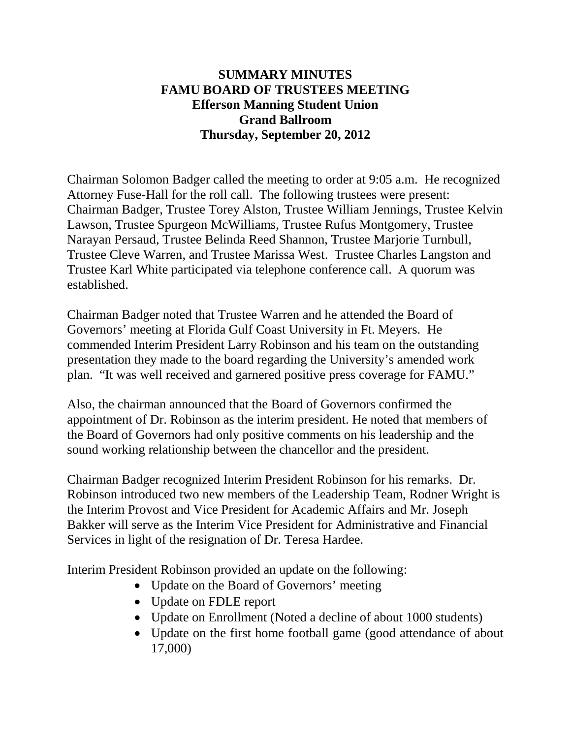# SUMMARY MINUTES
# FAMU BOARD OF TRUSTEES MEETING
## Efferson Manning Student Union
## Grand Ballroom
## Thursday, September 20, 2012

Chairman Solomon Badger called the meeting to order at 9:05 a.m. He recognized Attorney Fuse-Hall for the roll call. The following trustees were present: Chairman Badger, Trustee Torey Alston, Trustee William Jennings, Trustee Kelvin Lawson, Trustee Spurgeon McWilliams, Trustee Rufus Montgomery, Trustee Narayan Persaud, Trustee Belinda Reed Shannon, Trustee Marjorie Turnbull, Trustee Cleve Warren, and Trustee Marissa West. Trustee Charles Langston and Trustee Karl White participated via telephone conference call. A quorum was established.

Chairman Badger noted that Trustee Warren and he attended the Board of Governors' meeting at Florida Gulf Coast University in Ft. Meyers. He commended Interim President Larry Robinson and his team on the outstanding presentation they made to the board regarding the University's amended work plan. "It was well received and garnered positive press coverage for FAMU."

Also, the chairman announced that the Board of Governors confirmed the appointment of Dr. Robinson as the interim president. He noted that members of the Board of Governors had only positive comments on his leadership and the sound working relationship between the chancellor and the president.

Chairman Badger recognized Interim President Robinson for his remarks. Dr. Robinson introduced two new members of the Leadership Team, Rodner Wright is the Interim Provost and Vice President for Academic Affairs and Mr. Joseph Bakker will serve as the Interim Vice President for Administrative and Financial Services in light of the resignation of Dr. Teresa Hardee.

Interim President Robinson provided an update on the following:

- Update on the Board of Governors' meeting
- Update on FDLE report
- Update on Enrollment (Noted a decline of about 1000 students)
- Update on the first home football game (good attendance of about 17,000)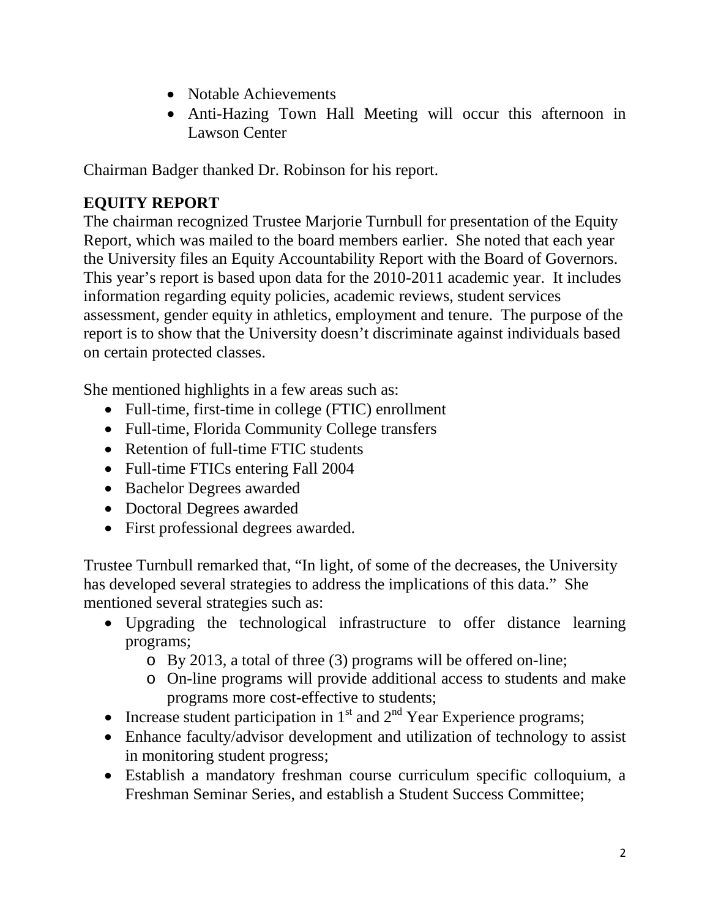- Notable Achievements
- Anti-Hazing Town Hall Meeting will occur this afternoon in Lawson Center

Chairman Badger thanked Dr. Robinson for his report.

**EQUITY REPORT**

The chairman recognized Trustee Marjorie Turnbull for presentation of the Equity Report, which was mailed to the board members earlier. She noted that each year the University files an Equity Accountability Report with the Board of Governors. This year's report is based upon data for the 2010-2011 academic year. It includes information regarding equity policies, academic reviews, student services assessment, gender equity in athletics, employment and tenure. The purpose of the report is to show that the University doesn't discriminate against individuals based on certain protected classes.

She mentioned highlights in a few areas such as:

- Full-time, first-time in college (FTIC) enrollment
- Full-time, Florida Community College transfers
- Retention of full-time FTIC students
- Full-time FTICs entering Fall 2004
- Bachelor Degrees awarded
- Doctoral Degrees awarded
- First professional degrees awarded.

Trustee Turnbull remarked that, "In light, of some of the decreases, the University has developed several strategies to address the implications of this data." She mentioned several strategies such as:

- Upgrading the technological infrastructure to offer distance learning programs;
    - By 2013, a total of three (3) programs will be offered on-line;
    - On-line programs will provide additional access to students and make programs more cost-effective to students;
- Increase student participation in 1st and 2nd Year Experience programs;
- Enhance faculty/advisor development and utilization of technology to assist in monitoring student progress;
- Establish a mandatory freshman course curriculum specific colloquium, a Freshman Seminar Series, and establish a Student Success Committee;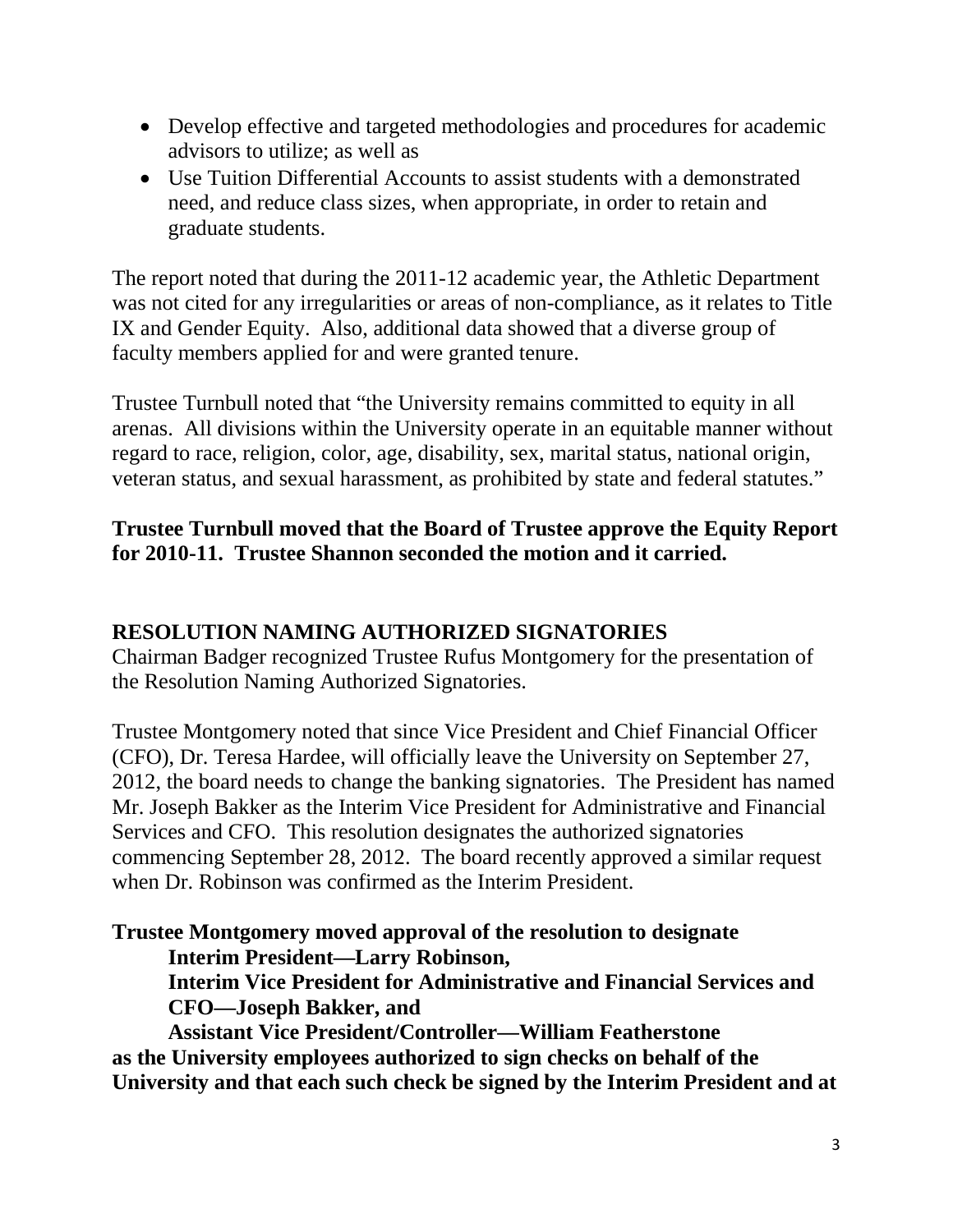- Develop effective and targeted methodologies and procedures for academic advisors to utilize; as well as
- Use Tuition Differential Accounts to assist students with a demonstrated need, and reduce class sizes, when appropriate, in order to retain and graduate students.

The report noted that during the 2011-12 academic year, the Athletic Department was not cited for any irregularities or areas of non-compliance, as it relates to Title IX and Gender Equity. Also, additional data showed that a diverse group of faculty members applied for and were granted tenure.

Trustee Turnbull noted that "the University remains committed to equity in all arenas. All divisions within the University operate in an equitable manner without regard to race, religion, color, age, disability, sex, marital status, national origin, veteran status, and sexual harassment, as prohibited by state and federal statutes."

**Trustee Turnbull moved that the Board of Trustee approve the Equity Report for 2010-11. Trustee Shannon seconded the motion and it carried.**

## RESOLUTION NAMING AUTHORIZED SIGNATORIES

Chairman Badger recognized Trustee Rufus Montgomery for the presentation of the Resolution Naming Authorized Signatories.

Trustee Montgomery noted that since Vice President and Chief Financial Officer (CFO), Dr. Teresa Hardee, will officially leave the University on September 27, 2012, the board needs to change the banking signatories. The President has named Mr. Joseph Bakker as the Interim Vice President for Administrative and Financial Services and CFO. This resolution designates the authorized signatories commencing September 28, 2012. The board recently approved a similar request when Dr. Robinson was confirmed as the Interim President.

**Trustee Montgomery moved approval of the resolution to designate**
> **Interim President—Larry Robinson,**
> **Interim Vice President for Administrative and Financial Services and CFO—Joseph Bakker, and**
> **Assistant Vice President/Controller—William Featherstone**

**as the University employees authorized to sign checks on behalf of the University and that each such check be signed by the Interim President and at**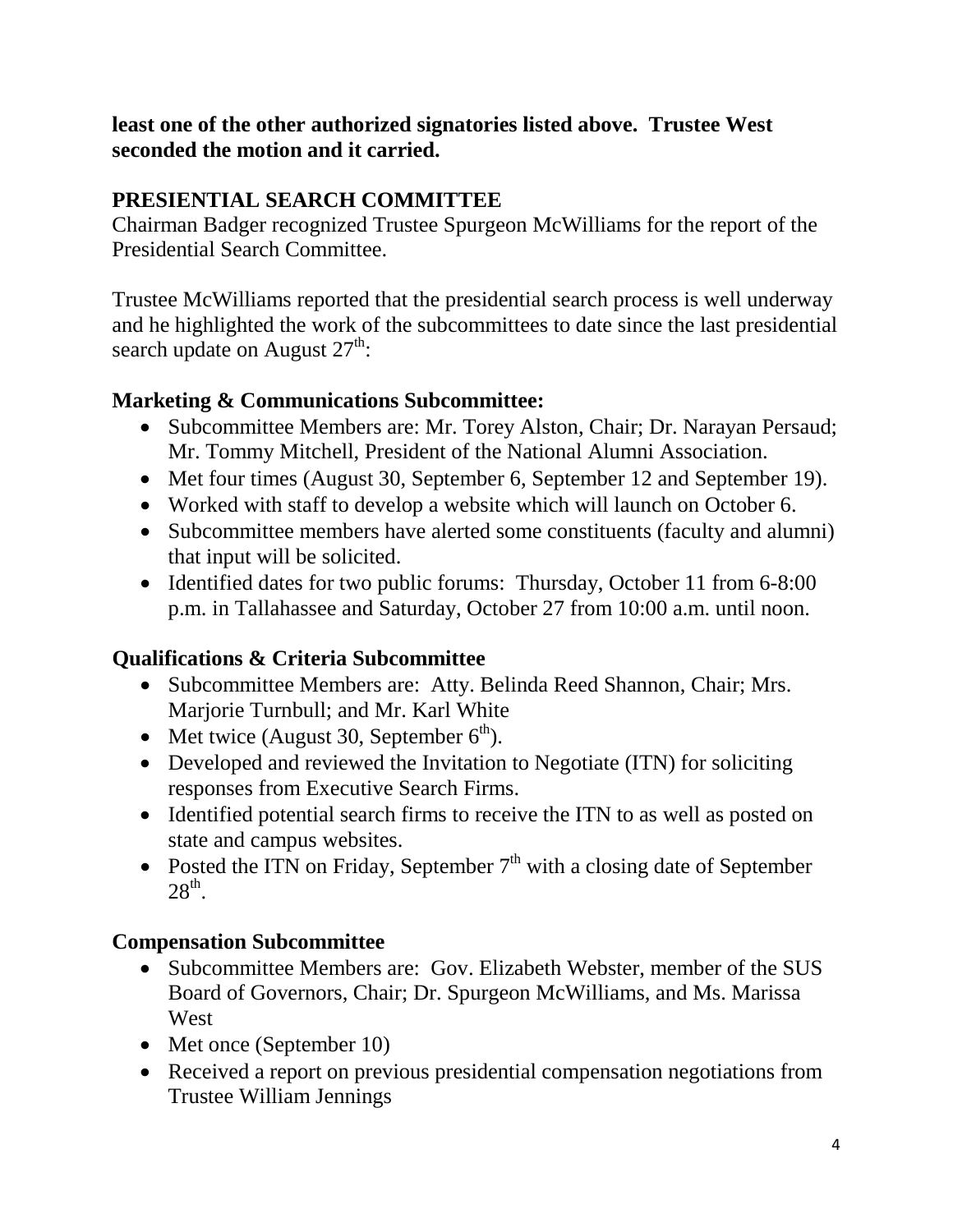**least one of the other authorized signatories listed above. Trustee West seconded the motion and it carried.**

## PRESIENTIAL SEARCH COMMITTEE

Chairman Badger recognized Trustee Spurgeon McWilliams for the report of the Presidential Search Committee.

Trustee McWilliams reported that the presidential search process is well underway and he highlighted the work of the subcommittees to date since the last presidential search update on August 27th:

### Marketing & Communications Subcommittee:

- Subcommittee Members are: Mr. Torey Alston, Chair; Dr. Narayan Persaud; Mr. Tommy Mitchell, President of the National Alumni Association.
- Met four times (August 30, September 6, September 12 and September 19).
- Worked with staff to develop a website which will launch on October 6.
- Subcommittee members have alerted some constituents (faculty and alumni) that input will be solicited.
- Identified dates for two public forums: Thursday, October 11 from 6-8:00 p.m. in Tallahassee and Saturday, October 27 from 10:00 a.m. until noon.

### Qualifications & Criteria Subcommittee

- Subcommittee Members are: Atty. Belinda Reed Shannon, Chair; Mrs. Marjorie Turnbull; and Mr. Karl White
- Met twice (August 30, September 6th).
- Developed and reviewed the Invitation to Negotiate (ITN) for soliciting responses from Executive Search Firms.
- Identified potential search firms to receive the ITN to as well as posted on state and campus websites.
- Posted the ITN on Friday, September 7th with a closing date of September 28th.

### Compensation Subcommittee

- Subcommittee Members are: Gov. Elizabeth Webster, member of the SUS Board of Governors, Chair; Dr. Spurgeon McWilliams, and Ms. Marissa West
- Met once (September 10)
- Received a report on previous presidential compensation negotiations from Trustee William Jennings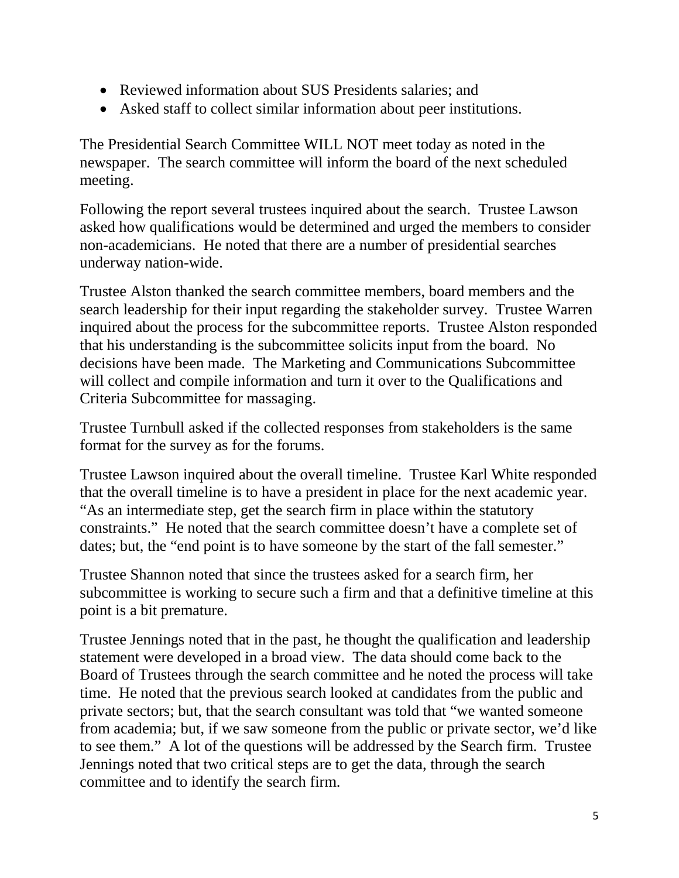- Reviewed information about SUS Presidents salaries; and
- Asked staff to collect similar information about peer institutions.

The Presidential Search Committee WILL NOT meet today as noted in the newspaper. The search committee will inform the board of the next scheduled meeting.

Following the report several trustees inquired about the search. Trustee Lawson asked how qualifications would be determined and urged the members to consider non-academicians. He noted that there are a number of presidential searches underway nation-wide.

Trustee Alston thanked the search committee members, board members and the search leadership for their input regarding the stakeholder survey. Trustee Warren inquired about the process for the subcommittee reports. Trustee Alston responded that his understanding is the subcommittee solicits input from the board. No decisions have been made. The Marketing and Communications Subcommittee will collect and compile information and turn it over to the Qualifications and Criteria Subcommittee for massaging.

Trustee Turnbull asked if the collected responses from stakeholders is the same format for the survey as for the forums.

Trustee Lawson inquired about the overall timeline. Trustee Karl White responded that the overall timeline is to have a president in place for the next academic year. "As an intermediate step, get the search firm in place within the statutory constraints." He noted that the search committee doesn't have a complete set of dates; but, the "end point is to have someone by the start of the fall semester."

Trustee Shannon noted that since the trustees asked for a search firm, her subcommittee is working to secure such a firm and that a definitive timeline at this point is a bit premature.

Trustee Jennings noted that in the past, he thought the qualification and leadership statement were developed in a broad view. The data should come back to the Board of Trustees through the search committee and he noted the process will take time. He noted that the previous search looked at candidates from the public and private sectors; but, that the search consultant was told that "we wanted someone from academia; but, if we saw someone from the public or private sector, we'd like to see them." A lot of the questions will be addressed by the Search firm. Trustee Jennings noted that two critical steps are to get the data, through the search committee and to identify the search firm.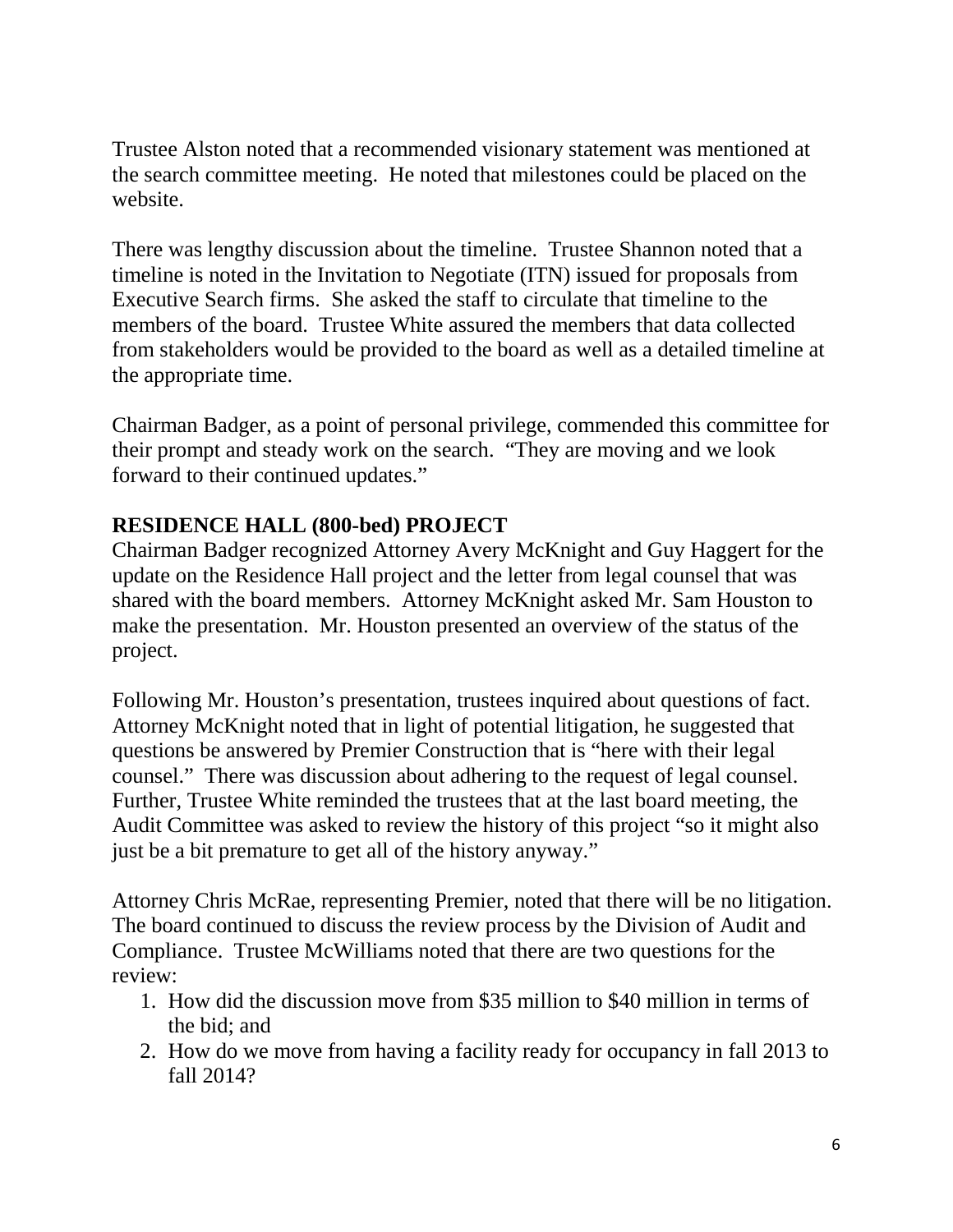Trustee Alston noted that a recommended visionary statement was mentioned at the search committee meeting. He noted that milestones could be placed on the website.

There was lengthy discussion about the timeline. Trustee Shannon noted that a timeline is noted in the Invitation to Negotiate (ITN) issued for proposals from Executive Search firms. She asked the staff to circulate that timeline to the members of the board. Trustee White assured the members that data collected from stakeholders would be provided to the board as well as a detailed timeline at the appropriate time.

Chairman Badger, as a point of personal privilege, commended this committee for their prompt and steady work on the search. "They are moving and we look forward to their continued updates."

**RESIDENCE HALL (800-bed) PROJECT**

Chairman Badger recognized Attorney Avery McKnight and Guy Haggert for the update on the Residence Hall project and the letter from legal counsel that was shared with the board members. Attorney McKnight asked Mr. Sam Houston to make the presentation. Mr. Houston presented an overview of the status of the project.

Following Mr. Houston's presentation, trustees inquired about questions of fact. Attorney McKnight noted that in light of potential litigation, he suggested that questions be answered by Premier Construction that is "here with their legal counsel." There was discussion about adhering to the request of legal counsel. Further, Trustee White reminded the trustees that at the last board meeting, the Audit Committee was asked to review the history of this project "so it might also just be a bit premature to get all of the history anyway."

Attorney Chris McRae, representing Premier, noted that there will be no litigation. The board continued to discuss the review process by the Division of Audit and Compliance. Trustee McWilliams noted that there are two questions for the review:

1. How did the discussion move from $35 million to $40 million in terms of the bid; and
2. How do we move from having a facility ready for occupancy in fall 2013 to fall 2014?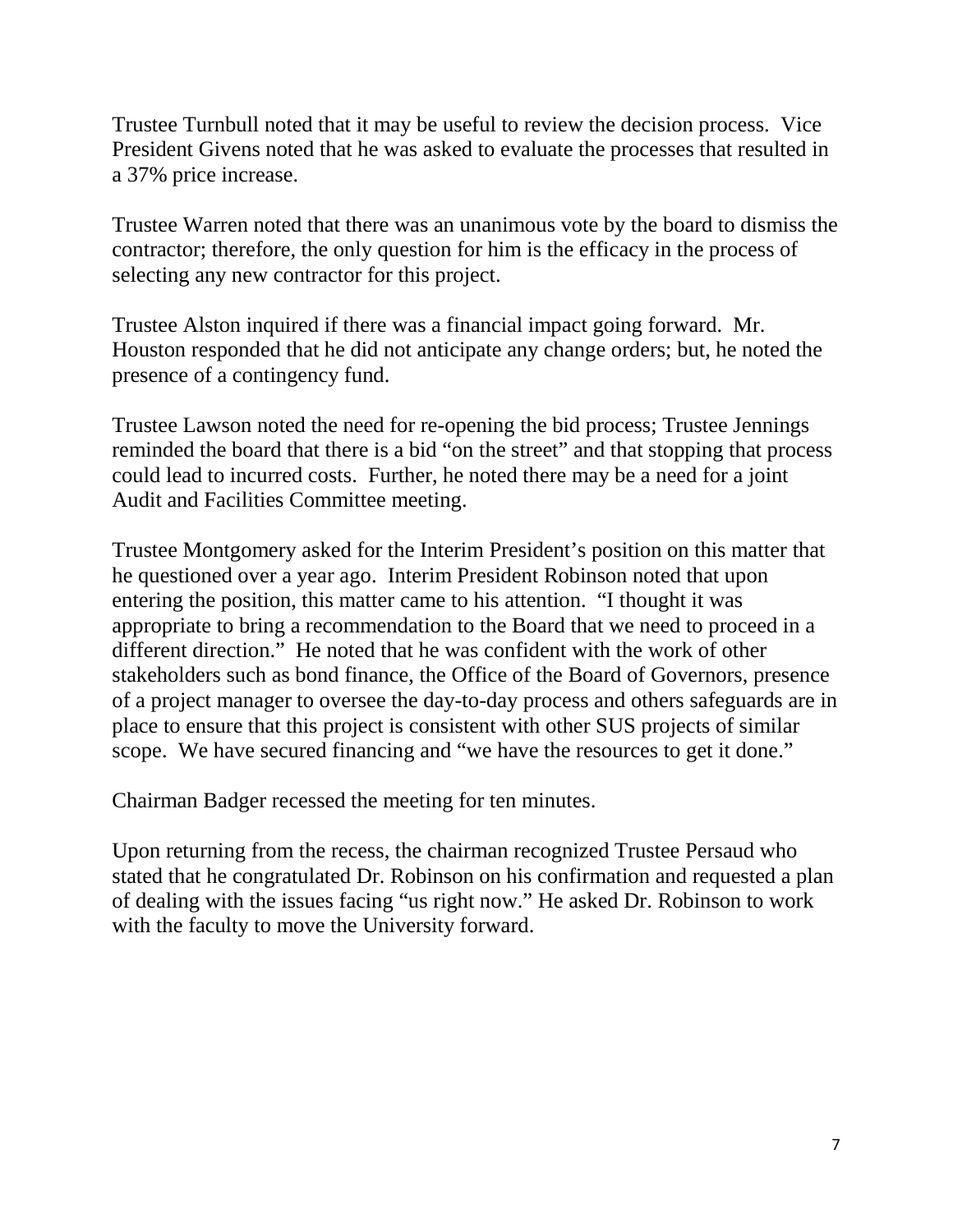Trustee Turnbull noted that it may be useful to review the decision process. Vice President Givens noted that he was asked to evaluate the processes that resulted in a 37% price increase.

Trustee Warren noted that there was an unanimous vote by the board to dismiss the contractor; therefore, the only question for him is the efficacy in the process of selecting any new contractor for this project.

Trustee Alston inquired if there was a financial impact going forward. Mr. Houston responded that he did not anticipate any change orders; but, he noted the presence of a contingency fund.

Trustee Lawson noted the need for re-opening the bid process; Trustee Jennings reminded the board that there is a bid "on the street" and that stopping that process could lead to incurred costs. Further, he noted there may be a need for a joint Audit and Facilities Committee meeting.

Trustee Montgomery asked for the Interim President's position on this matter that he questioned over a year ago. Interim President Robinson noted that upon entering the position, this matter came to his attention. "I thought it was appropriate to bring a recommendation to the Board that we need to proceed in a different direction." He noted that he was confident with the work of other stakeholders such as bond finance, the Office of the Board of Governors, presence of a project manager to oversee the day-to-day process and others safeguards are in place to ensure that this project is consistent with other SUS projects of similar scope. We have secured financing and "we have the resources to get it done."

Chairman Badger recessed the meeting for ten minutes.

Upon returning from the recess, the chairman recognized Trustee Persaud who stated that he congratulated Dr. Robinson on his confirmation and requested a plan of dealing with the issues facing "us right now." He asked Dr. Robinson to work with the faculty to move the University forward.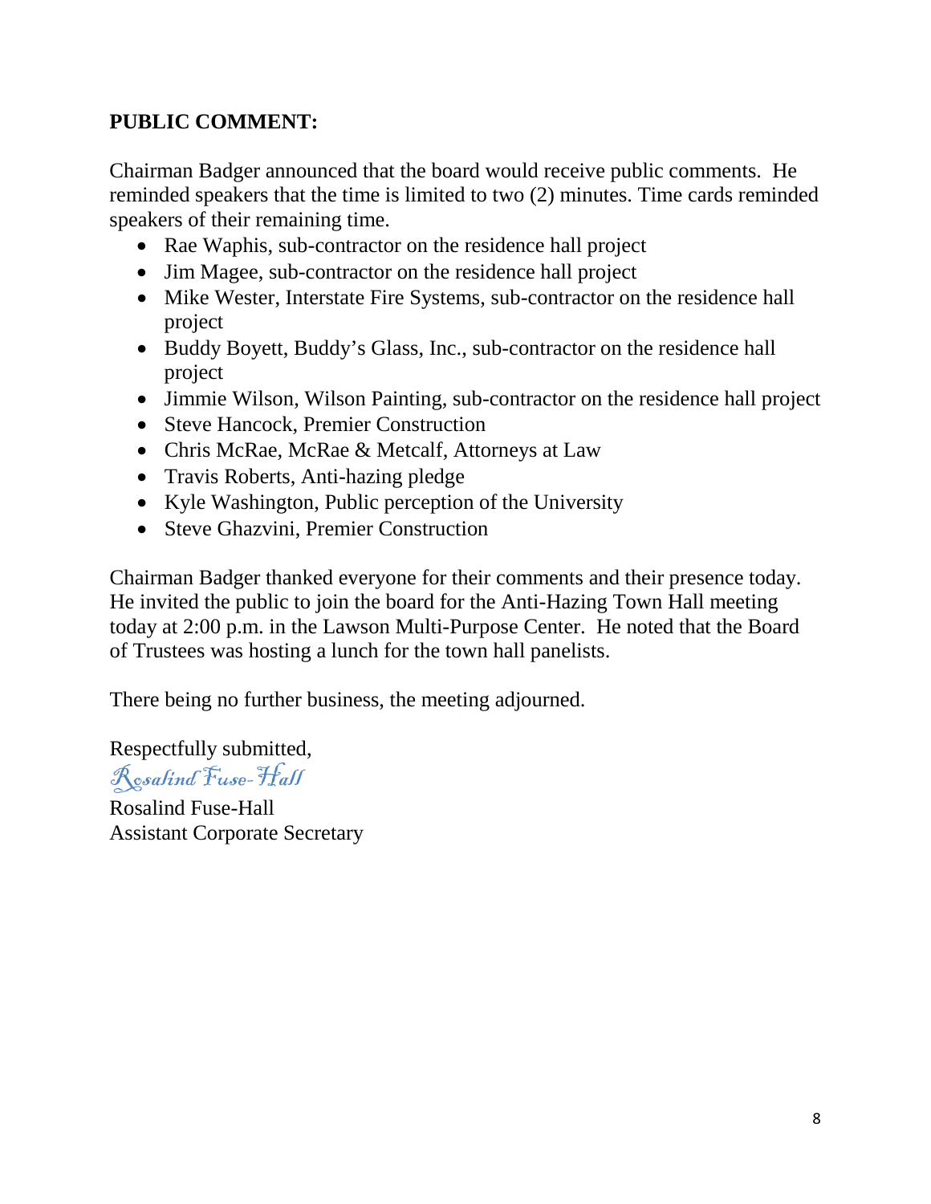**PUBLIC COMMENT:**

Chairman Badger announced that the board would receive public comments. He reminded speakers that the time is limited to two (2) minutes. Time cards reminded speakers of their remaining time.

- Rae Waphis, sub-contractor on the residence hall project
- Jim Magee, sub-contractor on the residence hall project
- Mike Wester, Interstate Fire Systems, sub-contractor on the residence hall project
- Buddy Boyett, Buddy's Glass, Inc., sub-contractor on the residence hall project
- Jimmie Wilson, Wilson Painting, sub-contractor on the residence hall project
- Steve Hancock, Premier Construction
- Chris McRae, McRae & Metcalf, Attorneys at Law
- Travis Roberts, Anti-hazing pledge
- Kyle Washington, Public perception of the University
- Steve Ghazvini, Premier Construction

Chairman Badger thanked everyone for their comments and their presence today. He invited the public to join the board for the Anti-Hazing Town Hall meeting today at 2:00 p.m. in the Lawson Multi-Purpose Center. He noted that the Board of Trustees was hosting a lunch for the town hall panelists.

There being no further business, the meeting adjourned.

Respectfully submitted,

*Rosalind Fuse-Hall*

Rosalind Fuse-Hall
Assistant Corporate Secretary